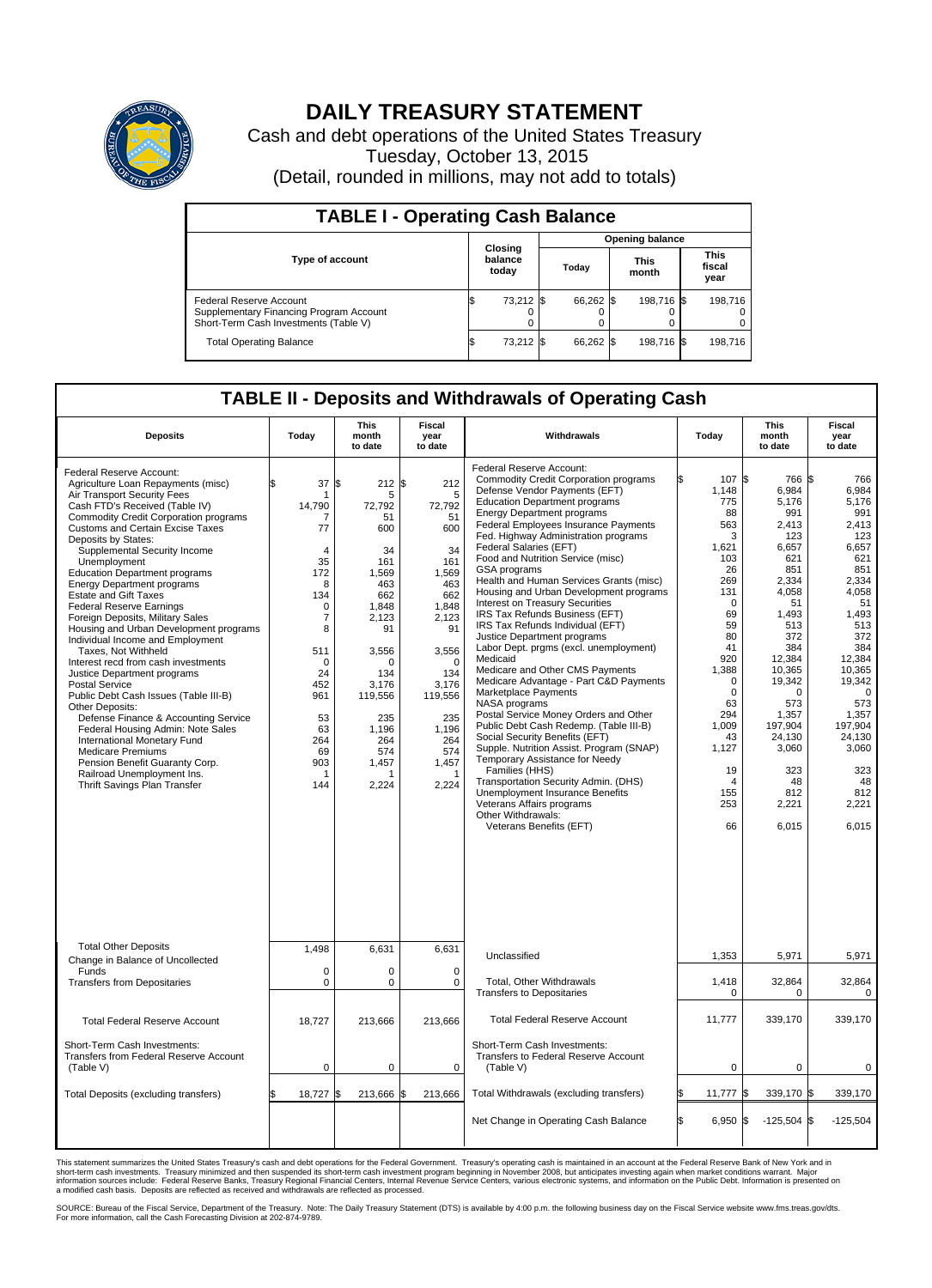# DAILY TREASURY STATEMENT

Cash and debt operations of the United States Treasury

Tuesday, October 13, 2015

(Detail, rounded in millions, may not add to totals)

## TABLE I - Operating Cash Balance

| Type of account | Closing balance today | Opening balance Today | Opening balance This month | Opening balance This fiscal year |
|---|---|---|---|---|
| Federal Reserve Account | $ 73,212 | $ 66,262 | $ 198,716 | $ 198,716 |
| Supplementary Financing Program Account | 0 | 0 | 0 | 0 |
| Short-Term Cash Investments (Table V) | 0 | 0 | 0 | 0 |
| Total Operating Balance | $ 73,212 | $ 66,262 | $ 198,716 | $ 198,716 |

## TABLE II - Deposits and Withdrawals of Operating Cash

| Deposits | Today | This month to date | Fiscal year to date | Withdrawals | Today | This month to date | Fiscal year to date |
|---|---|---|---|---|---|---|---|
| Federal Reserve Account: | | | | Federal Reserve Account: | | | |
| Agriculture Loan Repayments (misc) | $ 37 | $ 212 | $ 212 | Commodity Credit Corporation programs | $ 107 | $ 766 | $ 766 |
| Air Transport Security Fees | 1 | 5 | 5 | Defense Vendor Payments (EFT) | 1,148 | 6,984 | 6,984 |
| Cash FTD's Received (Table IV) | 14,790 | 72,792 | 72,792 | Education Department programs | 775 | 5,176 | 5,176 |
| Commodity Credit Corporation programs | 7 | 51 | 51 | Energy Department programs | 88 | 991 | 991 |
| Customs and Certain Excise Taxes | 77 | 600 | 600 | Federal Employees Insurance Payments | 563 | 2,413 | 2,413 |
| Deposits by States: | | | | Fed. Highway Administration programs | 3 | 123 | 123 |
| Supplemental Security Income | 4 | 34 | 34 | Federal Salaries (EFT) | 1,621 | 6,657 | 6,657 |
| Unemployment | 35 | 161 | 161 | Food and Nutrition Service (misc) | 103 | 621 | 621 |
| Education Department programs | 172 | 1,569 | 1,569 | GSA programs | 26 | 851 | 851 |
| Energy Department programs | 8 | 463 | 463 | Health and Human Services Grants (misc) | 269 | 2,334 | 2,334 |
| Estate and Gift Taxes | 134 | 662 | 662 | Housing and Urban Development programs | 131 | 4,058 | 4,058 |
| Federal Reserve Earnings | 0 | 1,848 | 1,848 | Interest on Treasury Securities | 0 | 51 | 51 |
| Foreign Deposits, Military Sales | 7 | 2,123 | 2,123 | IRS Tax Refunds Business (EFT) | 69 | 1,493 | 1,493 |
| Housing and Urban Development programs | 8 | 91 | 91 | IRS Tax Refunds Individual (EFT) | 59 | 513 | 513 |
| Individual Income and Employment Taxes, Not Withheld | 511 | 3,556 | 3,556 | Justice Department programs | 80 | 372 | 372 |
| Interest recd from cash investments | 0 | 0 | 0 | Labor Dept. prgms (excl. unemployment) | 41 | 384 | 384 |
| Justice Department programs | 24 | 134 | 134 | Medicaid | 920 | 12,384 | 12,384 |
| Postal Service | 452 | 3,176 | 3,176 | Medicare and Other CMS Payments | 1,388 | 10,365 | 10,365 |
| Public Debt Cash Issues (Table III-B) | 961 | 119,556 | 119,556 | Medicare Advantage - Part C&D Payments | 0 | 19,342 | 19,342 |
| Other Deposits: | | | | Marketplace Payments | 0 | 0 | 0 |
| Defense Finance & Accounting Service | 53 | 235 | 235 | NASA programs | 63 | 573 | 573 |
| Federal Housing Admin: Note Sales | 63 | 1,196 | 1,196 | Postal Service Money Orders and Other | 294 | 1,357 | 1,357 |
| International Monetary Fund | 264 | 264 | 264 | Public Debt Cash Redemp. (Table III-B) | 1,009 | 197,904 | 197,904 |
| Medicare Premiums | 69 | 574 | 574 | Social Security Benefits (EFT) | 43 | 24,130 | 24,130 |
| Pension Benefit Guaranty Corp. | 903 | 1,457 | 1,457 | Supple. Nutrition Assist. Program (SNAP) | 1,127 | 3,060 | 3,060 |
| Railroad Unemployment Ins. | 1 | 1 | 1 | Temporary Assistance for Needy Families (HHS) | 19 | 323 | 323 |
| Thrift Savings Plan Transfer | 144 | 2,224 | 2,224 | Transportation Security Admin. (DHS) | 4 | 48 | 48 |
| | | | | Unemployment Insurance Benefits | 155 | 812 | 812 |
| | | | | Veterans Affairs programs | 253 | 2,221 | 2,221 |
| | | | | Other Withdrawals: | | | |
| | | | | Veterans Benefits (EFT) | 66 | 6,015 | 6,015 |
| Total Other Deposits | 1,498 | 6,631 | 6,631 | Unclassified | 1,353 | 5,971 | 5,971 |
| Change in Balance of Uncollected Funds | 0 | 0 | 0 | | | | |
| Transfers from Depositaries | 0 | 0 | 0 | Total, Other Withdrawals | 1,418 | 32,864 | 32,864 |
| | | | | Transfers to Depositaries | 0 | 0 | 0 |
| Total Federal Reserve Account | 18,727 | 213,666 | 213,666 | Total Federal Reserve Account | 11,777 | 339,170 | 339,170 |
| Short-Term Cash Investments: Transfers from Federal Reserve Account (Table V) | 0 | 0 | 0 | Short-Term Cash Investments: Transfers to Federal Reserve Account (Table V) | 0 | 0 | 0 |
| Total Deposits (excluding transfers) | $ 18,727 | $ 213,666 | $ 213,666 | Total Withdrawals (excluding transfers) | $ 11,777 | $ 339,170 | $ 339,170 |
| | | | | Net Change in Operating Cash Balance | $ 6,950 | $ -125,504 | $ -125,504 |

This statement summarizes the United States Treasury's cash and debt operations for the Federal Government. Treasury's operating cash is maintained in an account at the Federal Reserve Bank of New York and in short-term cash investments. Treasury minimized and then suspended its short-term cash investment program beginning in November 2008, but anticipates investing again when market conditions warrant. Major information sources include: Federal Reserve Banks, Treasury Regional Financial Centers, Internal Revenue Service Centers, various electronic systems, and information on the Public Debt. Information is presented on a modified cash basis. Deposits are reflected as received and withdrawals are reflected as processed.

SOURCE: Bureau of the Fiscal Service, Department of the Treasury. Note: The Daily Treasury Statement (DTS) is available by 4:00 p.m. the following business day on the Fiscal Service website www.fms.treas.gov/dts. For more information, call the Cash Forecasting Division at 202-874-9789.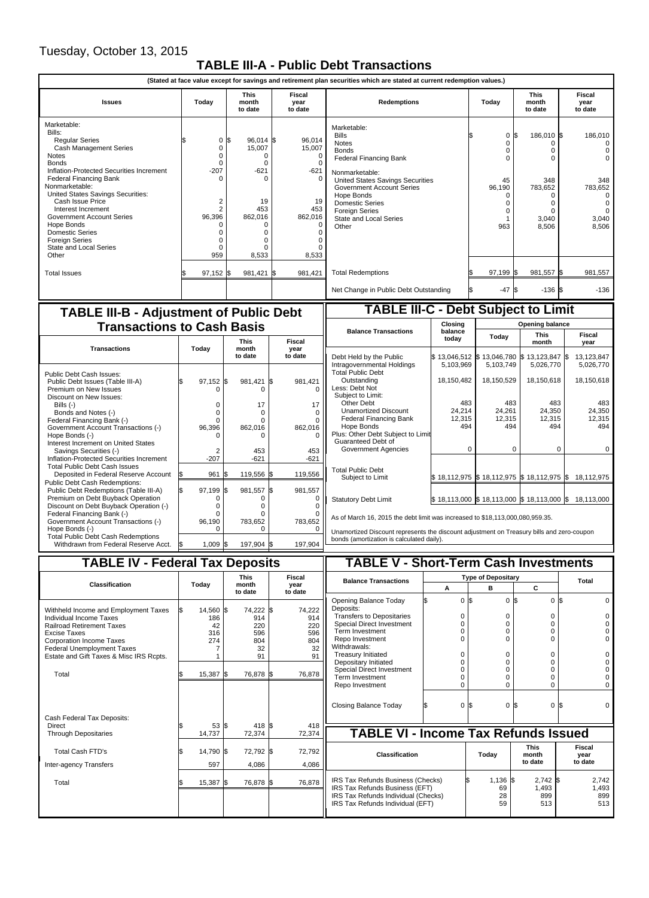Tuesday, October 13, 2015

# TABLE III-A - Public Debt Transactions

(Stated at face value except for savings and retirement plan securities which are stated at current redemption values.)

| Issues | Today | This month to date | Fiscal year to date |
|---|---|---|---|
| Marketable: | | | |
| Bills: | | | |
| Regular Series | $ 0 | $ 96,014 | $ 96,014 |
| Cash Management Series | 0 | 15,007 | 15,007 |
| Notes | 0 | 0 | 0 |
| Bonds | 0 | 0 | 0 |
| Inflation-Protected Securities Increment | -207 | -621 | -621 |
| Federal Financing Bank | 0 | 0 | 0 |
| Nonmarketable: | | | |
| United States Savings Securities: | | | |
| Cash Issue Price | 2 | 19 | 19 |
| Interest Increment | 2 | 453 | 453 |
| Government Account Series | 96,396 | 862,016 | 862,016 |
| Hope Bonds | 0 | 0 | 0 |
| Domestic Series | 0 | 0 | 0 |
| Foreign Series | 0 | 0 | 0 |
| State and Local Series | 0 | 0 | 0 |
| Other | 959 | 8,533 | 8,533 |
| Total Issues | $ 97,152 | $ 981,421 | $ 981,421 |

| Redemptions | Today | This month to date | Fiscal year to date |
|---|---|---|---|
| Marketable: | | | |
| Bills | $ 0 | $ 186,010 | $ 186,010 |
| Notes | 0 | 0 | 0 |
| Bonds | 0 | 0 | 0 |
| Federal Financing Bank | 0 | 0 | 0 |
| Nonmarketable: | | | |
| United States Savings Securities | 45 | 348 | 348 |
| Government Account Series | 96,190 | 783,652 | 783,652 |
| Hope Bonds | 0 | 0 | 0 |
| Domestic Series | 0 | 0 | 0 |
| Foreign Series | 0 | 0 | 0 |
| State and Local Series | 1 | 3,040 | 3,040 |
| Other | 963 | 8,506 | 8,506 |
| Total Redemptions | $ 97,199 | $ 981,557 | $ 981,557 |
| Net Change in Public Debt Outstanding | $ -47 | $ -136 | $ -136 |

# TABLE III-B - Adjustment of Public Debt Transactions to Cash Basis

| Transactions | Today | This month to date | Fiscal year to date |
|---|---|---|---|
| Public Debt Cash Issues: | | | |
| Public Debt Issues (Table III-A) | $ 97,152 | $ 981,421 | $ 981,421 |
| Premium on New Issues | 0 | 0 | 0 |
| Discount on New Issues: | | | |
| Bills (-) | 0 | 17 | 17 |
| Bonds and Notes (-) | 0 | 0 | 0 |
| Federal Financing Bank (-) | 0 | 0 | 0 |
| Government Account Transactions (-) | 96,396 | 862,016 | 862,016 |
| Hope Bonds (-) | 0 | 0 | 0 |
| Interest Increment on United States Savings Securities (-) | 2 | 453 | 453 |
| Inflation-Protected Securities Increment | -207 | -621 | -621 |
| Total Public Debt Cash Issues Deposited in Federal Reserve Account | $ 961 | $ 119,556 | $ 119,556 |
| Public Debt Cash Redemptions: | | | |
| Public Debt Redemptions (Table III-A) | $ 97,199 | $ 981,557 | $ 981,557 |
| Premium on Debt Buyback Operation | 0 | 0 | 0 |
| Discount on Debt Buyback Operation (-) | 0 | 0 | 0 |
| Federal Financing Bank (-) | 0 | 0 | 0 |
| Government Account Transactions (-) | 96,190 | 783,652 | 783,652 |
| Hope Bonds (-) | 0 | 0 | 0 |
| Total Public Debt Cash Redemptions Withdrawn from Federal Reserve Acct. | $ 1,009 | $ 197,904 | $ 197,904 |

# TABLE III-C - Debt Subject to Limit

| Balance Transactions | Closing balance today | Opening balance Today | Opening balance This month | Opening balance Fiscal year |
|---|---|---|---|---|
| Debt Held by the Public | $ 13,046,512 | $ 13,046,780 | $ 13,123,847 | $ 13,123,847 |
| Intragovernmental Holdings | 5,103,969 | 5,103,749 | 5,026,770 | 5,026,770 |
| Total Public Debt Outstanding | 18,150,482 | 18,150,529 | 18,150,618 | 18,150,618 |
| Less: Debt Not Subject to Limit: | | | | |
| Other Debt | 483 | 483 | 483 | 483 |
| Unamortized Discount | 24,214 | 24,261 | 24,350 | 24,350 |
| Federal Financing Bank | 12,315 | 12,315 | 12,315 | 12,315 |
| Hope Bonds | 494 | 494 | 494 | 494 |
| Plus: Other Debt Subject to Limit | | | | |
| Guaranteed Debt of Government Agencies | 0 | 0 | 0 | 0 |
| Total Public Debt Subject to Limit | $ 18,112,975 | $ 18,112,975 | $ 18,112,975 | $ 18,112,975 |
| Statutory Debt Limit | $ 18,113,000 | $ 18,113,000 | $ 18,113,000 | $ 18,113,000 |

As of March 16, 2015 the debt limit was increased to $18,113,000,080,959.35.

Unamortized Discount represents the discount adjustment on Treasury bills and zero-coupon bonds (amortization is calculated daily).

# TABLE IV - Federal Tax Deposits

| Classification | Today | This month to date | Fiscal year to date |
|---|---|---|---|
| Withheld Income and Employment Taxes | $ 14,560 | $ 74,222 | $ 74,222 |
| Individual Income Taxes | 186 | 914 | 914 |
| Railroad Retirement Taxes | 42 | 220 | 220 |
| Excise Taxes | 316 | 596 | 596 |
| Corporation Income Taxes | 274 | 804 | 804 |
| Federal Unemployment Taxes | 7 | 32 | 32 |
| Estate and Gift Taxes & Misc IRS Rcpts. | 1 | 91 | 91 |
| Total | $ 15,387 | $ 76,878 | $ 76,878 |
| Cash Federal Tax Deposits: | | | |
| Direct | $ 53 | $ 418 | $ 418 |
| Through Depositaries | 14,737 | 72,374 | 72,374 |
| Total Cash FTD's | $ 14,790 | $ 72,792 | $ 72,792 |
| Inter-agency Transfers | 597 | 4,086 | 4,086 |
| Total | $ 15,387 | $ 76,878 | $ 76,878 |

# TABLE V - Short-Term Cash Investments

| Balance Transactions | Type of Depositary A | B | C | Total |
|---|---|---|---|---|
| Opening Balance Today | $ 0 | $ 0 | $ 0 | $ 0 |
| Deposits: | | | | |
| Transfers to Depositaries | 0 | 0 | 0 | 0 |
| Special Direct Investment | 0 | 0 | 0 | 0 |
| Term Investment | 0 | 0 | 0 | 0 |
| Repo Investment | 0 | 0 | 0 | 0 |
| Withdrawals: | | | | |
| Treasury Initiated | 0 | 0 | 0 | 0 |
| Depositary Initiated | 0 | 0 | 0 | 0 |
| Special Direct Investment | 0 | 0 | 0 | 0 |
| Term Investment | 0 | 0 | 0 | 0 |
| Repo Investment | 0 | 0 | 0 | 0 |
| Closing Balance Today | $ 0 | $ 0 | $ 0 | $ 0 |

# TABLE VI - Income Tax Refunds Issued

| Classification | Today | This month to date | Fiscal year to date |
|---|---|---|---|
| IRS Tax Refunds Business (Checks) | $ 1,136 | $ 2,742 | $ 2,742 |
| IRS Tax Refunds Business (EFT) | 69 | 1,493 | 1,493 |
| IRS Tax Refunds Individual (Checks) | 28 | 899 | 899 |
| IRS Tax Refunds Individual (EFT) | 59 | 513 | 513 |